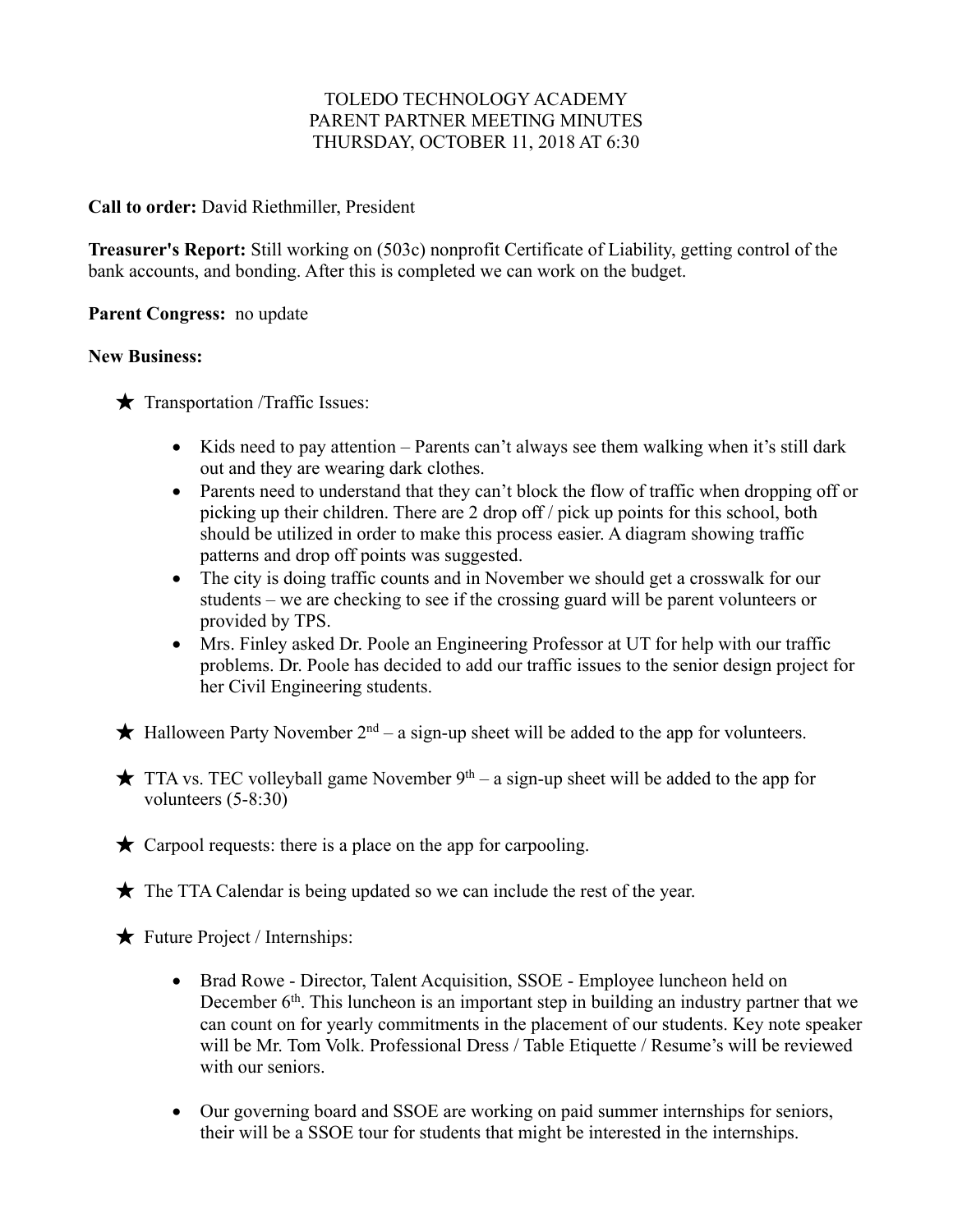# TOLEDO TECHNOLOGY ACADEMY
## PARENT PARTNER MEETING MINUTES
### THURSDAY, OCTOBER 11, 2018 AT 6:30

**Call to order:** David Riethmiller, President

**Treasurer's Report:** Still working on (503c) nonprofit Certificate of Liability, getting control of the bank accounts, and bonding. After this is completed we can work on the budget.

**Parent Congress:** no update

**New Business:**

★ Transportation /Traffic Issues:

- Kids need to pay attention – Parents can't always see them walking when it's still dark out and they are wearing dark clothes.
- Parents need to understand that they can't block the flow of traffic when dropping off or picking up their children. There are 2 drop off / pick up points for this school, both should be utilized in order to make this process easier. A diagram showing traffic patterns and drop off points was suggested.
- The city is doing traffic counts and in November we should get a crosswalk for our students – we are checking to see if the crossing guard will be parent volunteers or provided by TPS.
- Mrs. Finley asked Dr. Poole an Engineering Professor at UT for help with our traffic problems. Dr. Poole has decided to add our traffic issues to the senior design project for her Civil Engineering students.

★ Halloween Party November 2nd – a sign-up sheet will be added to the app for volunteers.

★ TTA vs. TEC volleyball game November 9th – a sign-up sheet will be added to the app for volunteers (5-8:30)

★ Carpool requests: there is a place on the app for carpooling.

★ The TTA Calendar is being updated so we can include the rest of the year.

★ Future Project / Internships:

- Brad Rowe - Director, Talent Acquisition, SSOE - Employee luncheon held on December 6th. This luncheon is an important step in building an industry partner that we can count on for yearly commitments in the placement of our students. Key note speaker will be Mr. Tom Volk. Professional Dress / Table Etiquette / Resume's will be reviewed with our seniors.

- Our governing board and SSOE are working on paid summer internships for seniors, their will be a SSOE tour for students that might be interested in the internships.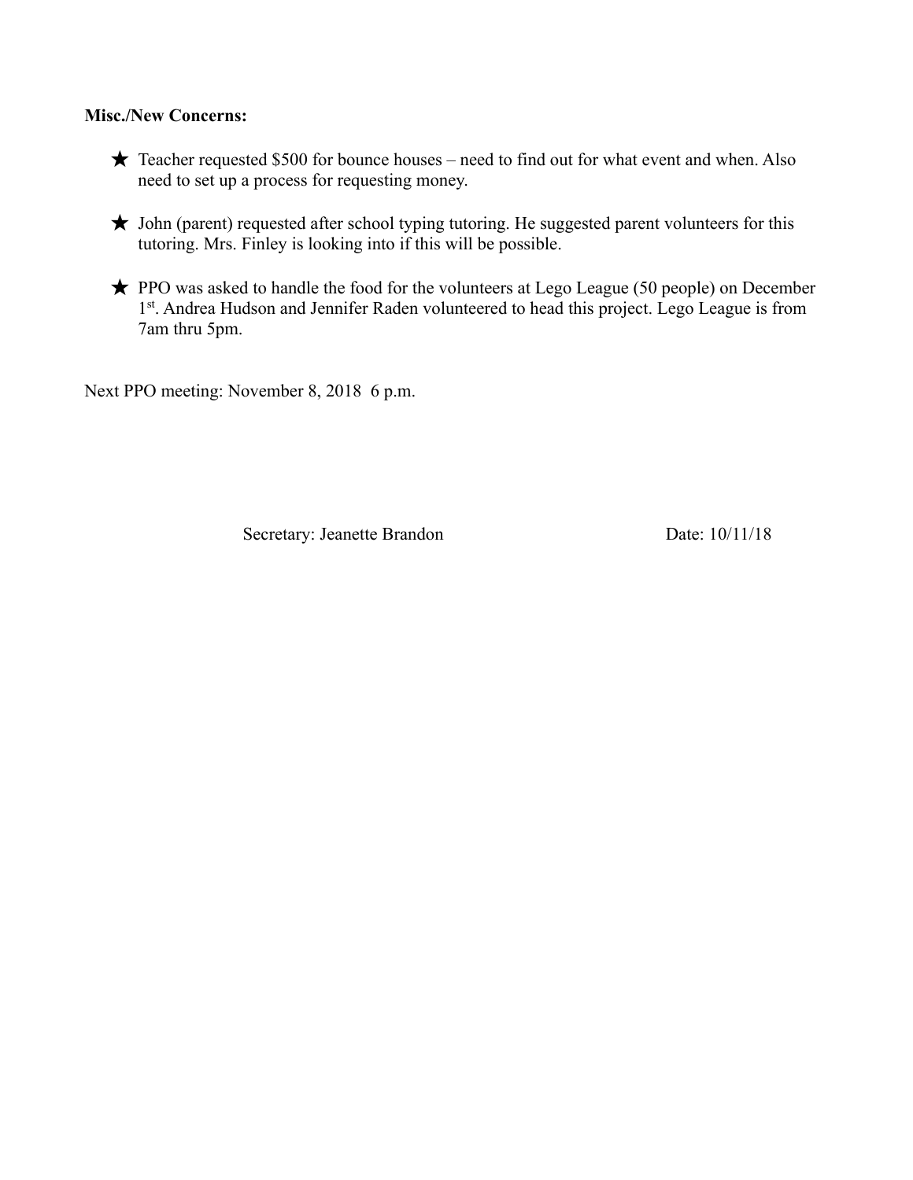**Misc./New Concerns:**

- ★ Teacher requested $500 for bounce houses – need to find out for what event and when. Also need to set up a process for requesting money.
- ★ John (parent) requested after school typing tutoring. He suggested parent volunteers for this tutoring. Mrs. Finley is looking into if this will be possible.
- ★ PPO was asked to handle the food for the volunteers at Lego League (50 people) on December 1st. Andrea Hudson and Jennifer Raden volunteered to head this project. Lego League is from 7am thru 5pm.

Next PPO meeting: November 8, 2018 6 p.m.

Secretary: Jeanette Brandon　　　　　　Date: 10/11/18